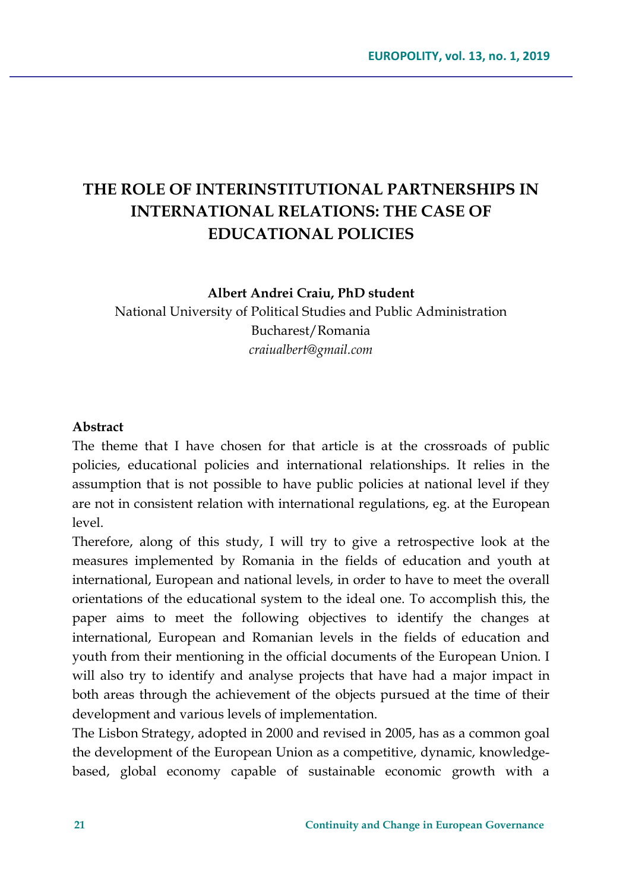# THE ROLE OF INTERINSTITUTIONAL PARTNERSHIPS IN INTERNATIONAL RELATIONS: THE CASE OF EDUCATIONAL POLICIES

**Albert Andrei Craiu, PhD student**

National University of Political Studies and Public Administration
Bucharest/Romania
*craiualbert@gmail.com*

**Abstract**

The theme that I have chosen for that article is at the crossroads of public policies, educational policies and international relationships. It relies in the assumption that is not possible to have public policies at national level if they are not in consistent relation with international regulations, eg. at the European level.

Therefore, along of this study, I will try to give a retrospective look at the measures implemented by Romania in the fields of education and youth at international, European and national levels, in order to have to meet the overall orientations of the educational system to the ideal one. To accomplish this, the paper aims to meet the following objectives to identify the changes at international, European and Romanian levels in the fields of education and youth from their mentioning in the official documents of the European Union. I will also try to identify and analyse projects that have had a major impact in both areas through the achievement of the objects pursued at the time of their development and various levels of implementation.

The Lisbon Strategy, adopted in 2000 and revised in 2005, has as a common goal the development of the European Union as a competitive, dynamic, knowledge-based, global economy capable of sustainable economic growth with a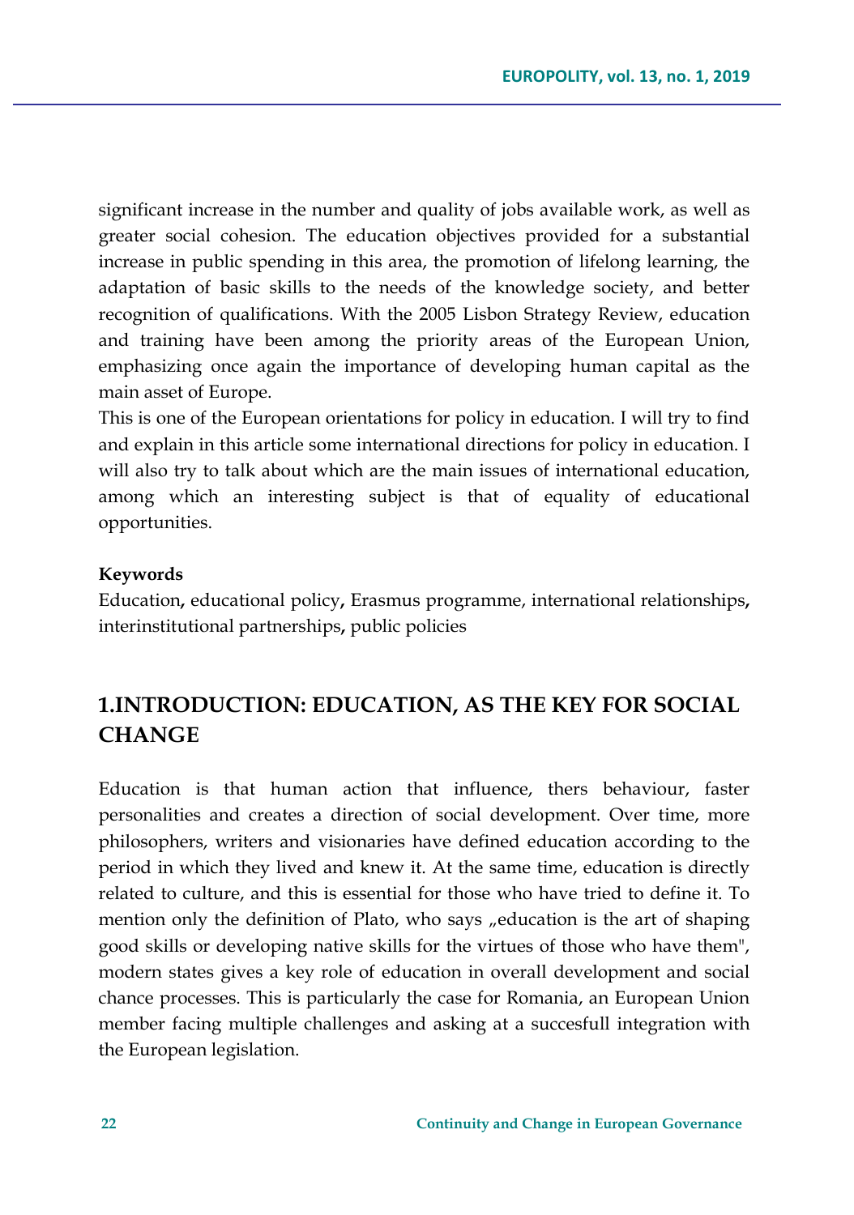significant increase in the number and quality of jobs available work, as well as greater social cohesion. The education objectives provided for a substantial increase in public spending in this area, the promotion of lifelong learning, the adaptation of basic skills to the needs of the knowledge society, and better recognition of qualifications. With the 2005 Lisbon Strategy Review, education and training have been among the priority areas of the European Union, emphasizing once again the importance of developing human capital as the main asset of Europe.

This is one of the European orientations for policy in education. I will try to find and explain in this article some international directions for policy in education. I will also try to talk about which are the main issues of international education, among which an interesting subject is that of equality of educational opportunities.

**Keywords**

Education**,** educational policy**,** Erasmus programme, international relationships**,** interinstitutional partnerships**,** public policies

## 1.INTRODUCTION: EDUCATION, AS THE KEY FOR SOCIAL CHANGE

Education is that human action that influence, thers behaviour, faster personalities and creates a direction of social development. Over time, more philosophers, writers and visionaries have defined education according to the period in which they lived and knew it. At the same time, education is directly related to culture, and this is essential for those who have tried to define it. To mention only the definition of Plato, who says „education is the art of shaping good skills or developing native skills for the virtues of those who have them", modern states gives a key role of education in overall development and social chance processes. This is particularly the case for Romania, an European Union member facing multiple challenges and asking at a succesfull integration with the European legislation.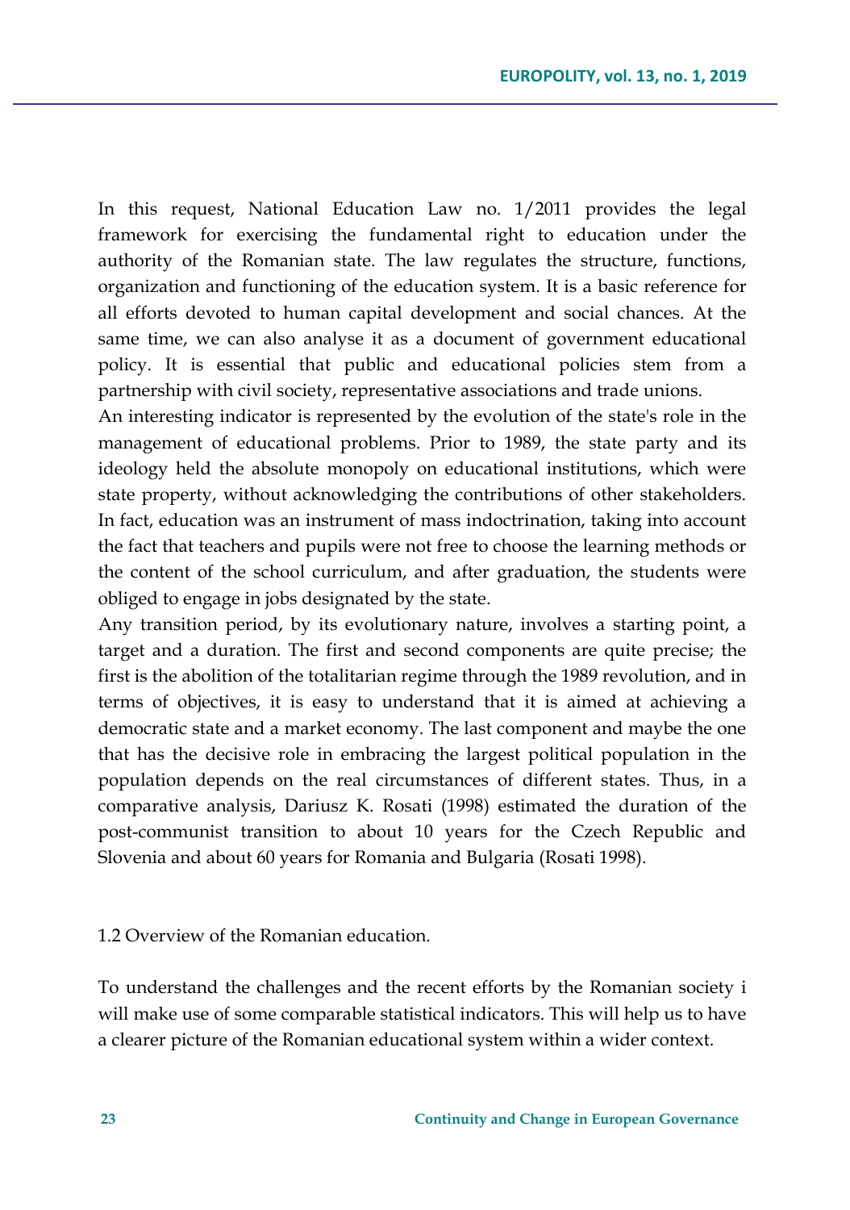In this request, National Education Law no. 1/2011 provides the legal framework for exercising the fundamental right to education under the authority of the Romanian state. The law regulates the structure, functions, organization and functioning of the education system. It is a basic reference for all efforts devoted to human capital development and social chances. At the same time, we can also analyse it as a document of government educational policy. It is essential that public and educational policies stem from a partnership with civil society, representative associations and trade unions.

An interesting indicator is represented by the evolution of the state's role in the management of educational problems. Prior to 1989, the state party and its ideology held the absolute monopoly on educational institutions, which were state property, without acknowledging the contributions of other stakeholders. In fact, education was an instrument of mass indoctrination, taking into account the fact that teachers and pupils were not free to choose the learning methods or the content of the school curriculum, and after graduation, the students were obliged to engage in jobs designated by the state.

Any transition period, by its evolutionary nature, involves a starting point, a target and a duration. The first and second components are quite precise; the first is the abolition of the totalitarian regime through the 1989 revolution, and in terms of objectives, it is easy to understand that it is aimed at achieving a democratic state and a market economy. The last component and maybe the one that has the decisive role in embracing the largest political population in the population depends on the real circumstances of different states. Thus, in a comparative analysis, Dariusz K. Rosati (1998) estimated the duration of the post-communist transition to about 10 years for the Czech Republic and Slovenia and about 60 years for Romania and Bulgaria (Rosati 1998).

## 1.2 Overview of the Romanian education.

To understand the challenges and the recent efforts by the Romanian society i will make use of some comparable statistical indicators. This will help us to have a clearer picture of the Romanian educational system within a wider context.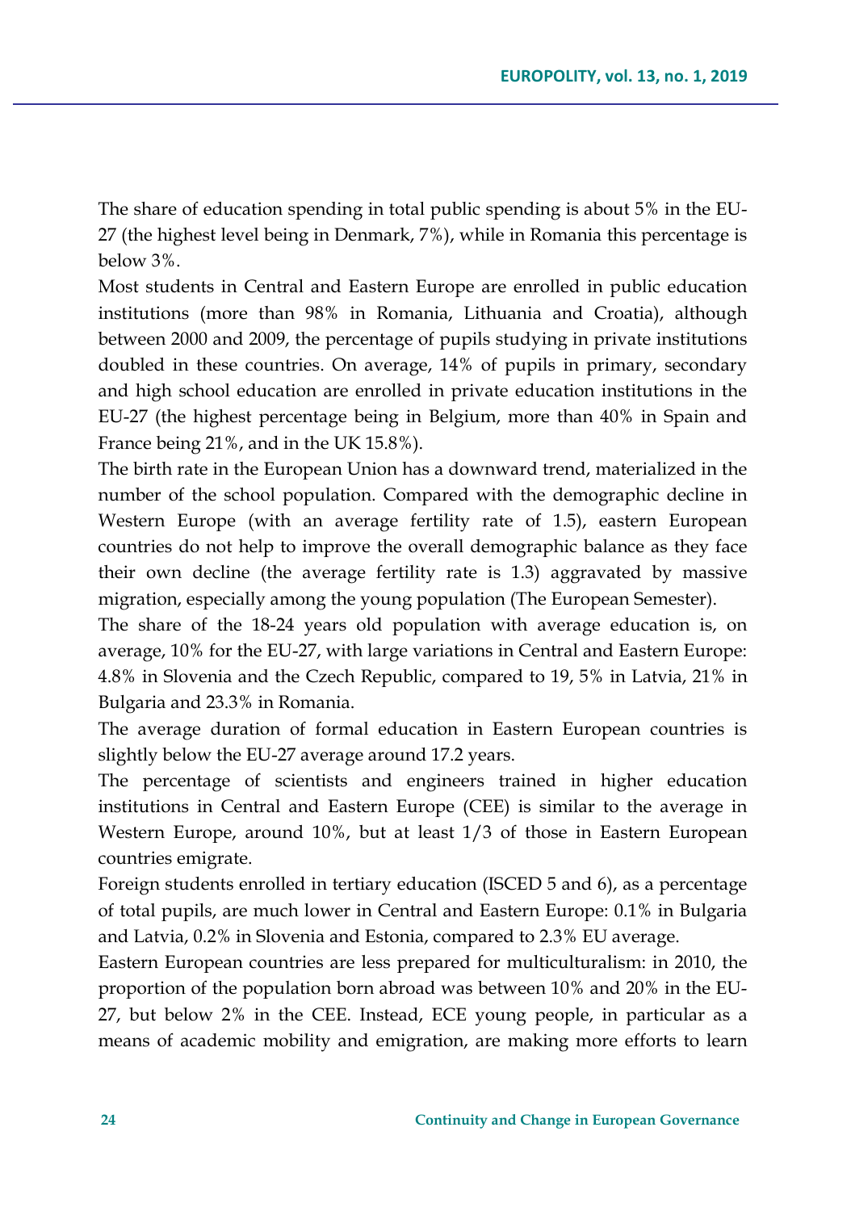The share of education spending in total public spending is about 5% in the EU-27 (the highest level being in Denmark, 7%), while in Romania this percentage is below 3%.

Most students in Central and Eastern Europe are enrolled in public education institutions (more than 98% in Romania, Lithuania and Croatia), although between 2000 and 2009, the percentage of pupils studying in private institutions doubled in these countries. On average, 14% of pupils in primary, secondary and high school education are enrolled in private education institutions in the EU-27 (the highest percentage being in Belgium, more than 40% in Spain and France being 21%, and in the UK 15.8%).

The birth rate in the European Union has a downward trend, materialized in the number of the school population. Compared with the demographic decline in Western Europe (with an average fertility rate of 1.5), eastern European countries do not help to improve the overall demographic balance as they face their own decline (the average fertility rate is 1.3) aggravated by massive migration, especially among the young population (The European Semester).

The share of the 18-24 years old population with average education is, on average, 10% for the EU-27, with large variations in Central and Eastern Europe: 4.8% in Slovenia and the Czech Republic, compared to 19, 5% in Latvia, 21% in Bulgaria and 23.3% in Romania.

The average duration of formal education in Eastern European countries is slightly below the EU-27 average around 17.2 years.

The percentage of scientists and engineers trained in higher education institutions in Central and Eastern Europe (CEE) is similar to the average in Western Europe, around 10%, but at least 1/3 of those in Eastern European countries emigrate.

Foreign students enrolled in tertiary education (ISCED 5 and 6), as a percentage of total pupils, are much lower in Central and Eastern Europe: 0.1% in Bulgaria and Latvia, 0.2% in Slovenia and Estonia, compared to 2.3% EU average.

Eastern European countries are less prepared for multiculturalism: in 2010, the proportion of the population born abroad was between 10% and 20% in the EU-27, but below 2% in the CEE. Instead, ECE young people, in particular as a means of academic mobility and emigration, are making more efforts to learn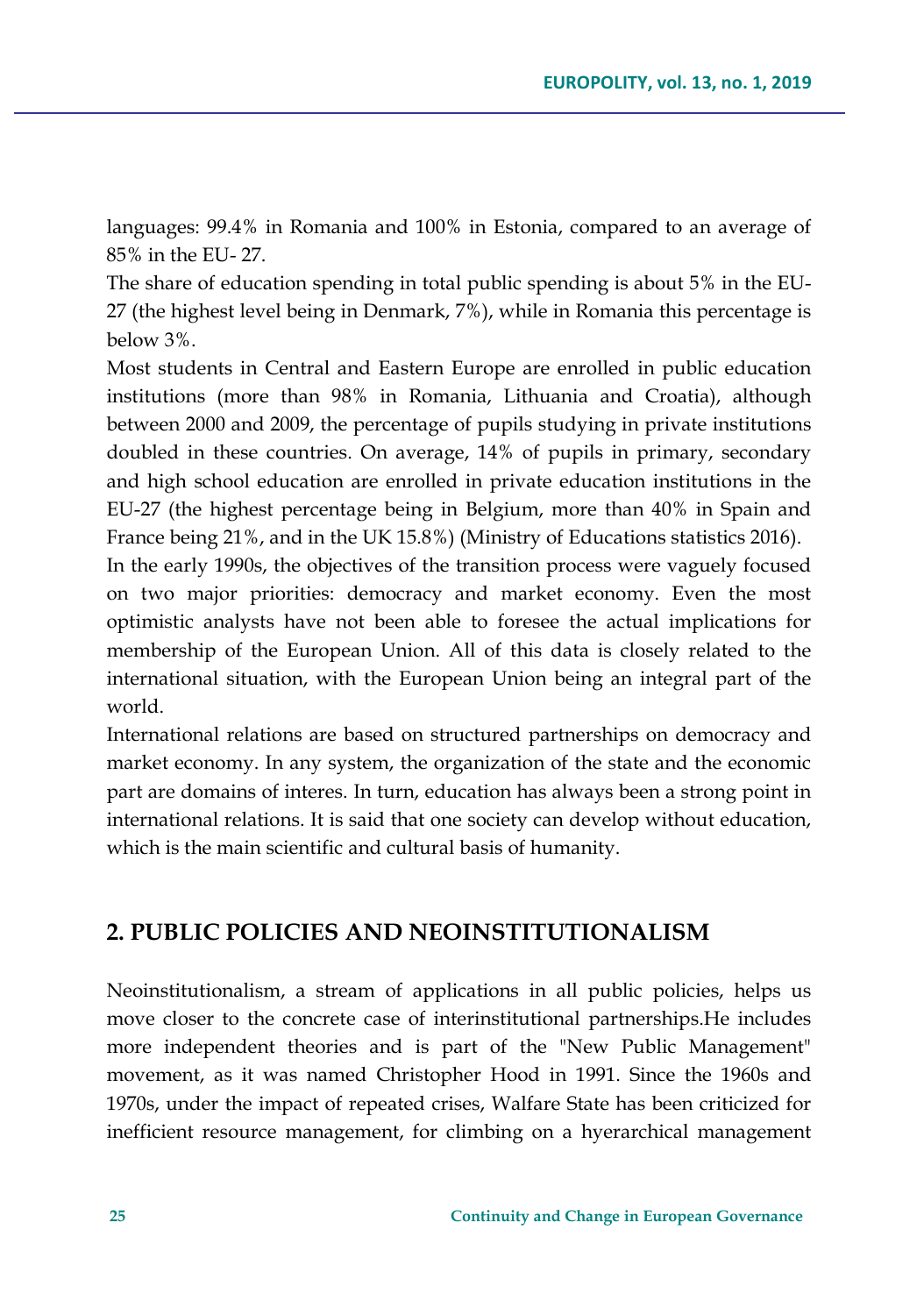languages: 99.4% in Romania and 100% in Estonia, compared to an average of 85% in the EU- 27.

The share of education spending in total public spending is about 5% in the EU-27 (the highest level being in Denmark, 7%), while in Romania this percentage is below 3%.

Most students in Central and Eastern Europe are enrolled in public education institutions (more than 98% in Romania, Lithuania and Croatia), although between 2000 and 2009, the percentage of pupils studying in private institutions doubled in these countries. On average, 14% of pupils in primary, secondary and high school education are enrolled in private education institutions in the EU-27 (the highest percentage being in Belgium, more than 40% in Spain and France being 21%, and in the UK 15.8%) (Ministry of Educations statistics 2016).

In the early 1990s, the objectives of the transition process were vaguely focused on two major priorities: democracy and market economy. Even the most optimistic analysts have not been able to foresee the actual implications for membership of the European Union. All of this data is closely related to the international situation, with the European Union being an integral part of the world.

International relations are based on structured partnerships on democracy and market economy. In any system, the organization of the state and the economic part are domains of interes. In turn, education has always been a strong point in international relations. It is said that one society can develop without education, which is the main scientific and cultural basis of humanity.

## 2. PUBLIC POLICIES AND NEOINSTITUTIONALISM

Neoinstitutionalism, a stream of applications in all public policies, helps us move closer to the concrete case of interinstitutional partnerships.He includes more independent theories and is part of the "New Public Management" movement, as it was named Christopher Hood in 1991. Since the 1960s and 1970s, under the impact of repeated crises, Walfare State has been criticized for inefficient resource management, for climbing on a hyerarchical management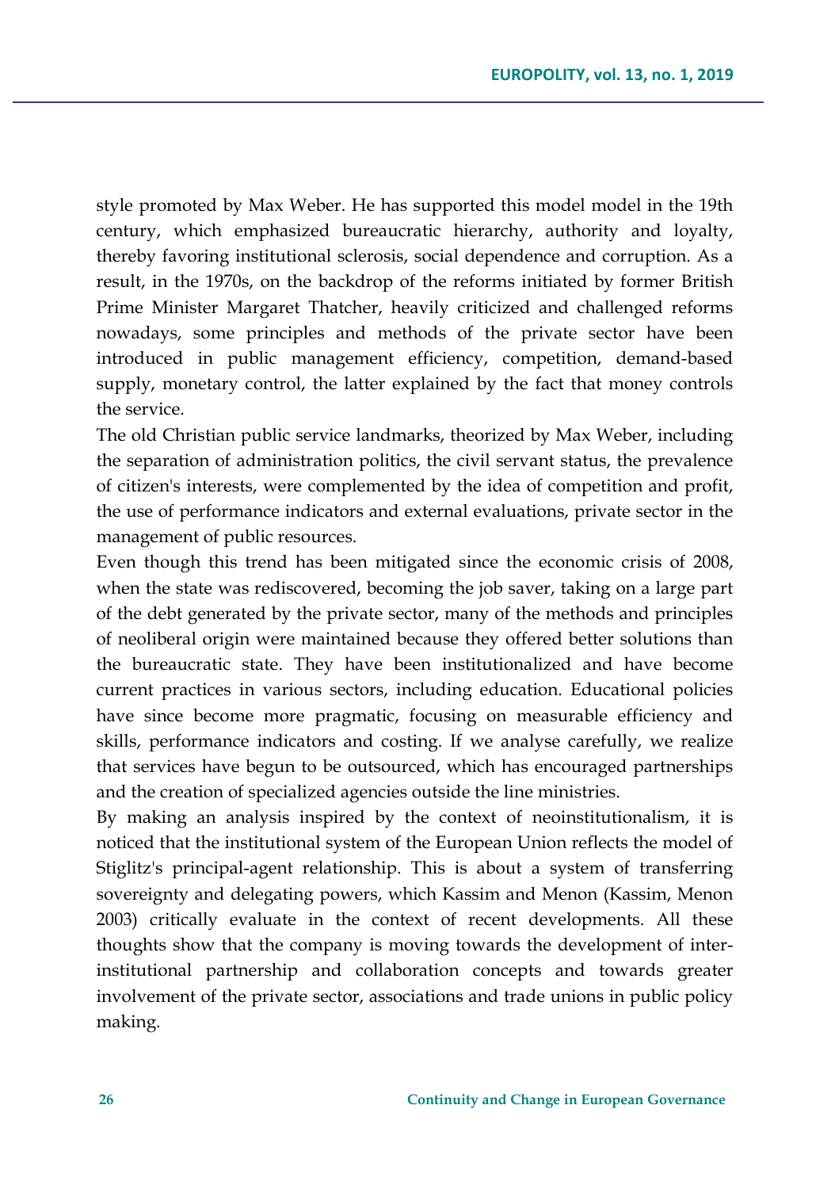style promoted by Max Weber. He has supported this model model in the 19th century, which emphasized bureaucratic hierarchy, authority and loyalty, thereby favoring institutional sclerosis, social dependence and corruption. As a result, in the 1970s, on the backdrop of the reforms initiated by former British Prime Minister Margaret Thatcher, heavily criticized and challenged reforms nowadays, some principles and methods of the private sector have been introduced in public management efficiency, competition, demand-based supply, monetary control, the latter explained by the fact that money controls the service.

The old Christian public service landmarks, theorized by Max Weber, including the separation of administration politics, the civil servant status, the prevalence of citizen's interests, were complemented by the idea of competition and profit, the use of performance indicators and external evaluations, private sector in the management of public resources.

Even though this trend has been mitigated since the economic crisis of 2008, when the state was rediscovered, becoming the job saver, taking on a large part of the debt generated by the private sector, many of the methods and principles of neoliberal origin were maintained because they offered better solutions than the bureaucratic state. They have been institutionalized and have become current practices in various sectors, including education. Educational policies have since become more pragmatic, focusing on measurable efficiency and skills, performance indicators and costing. If we analyse carefully, we realize that services have begun to be outsourced, which has encouraged partnerships and the creation of specialized agencies outside the line ministries.

By making an analysis inspired by the context of neoinstitutionalism, it is noticed that the institutional system of the European Union reflects the model of Stiglitz's principal-agent relationship. This is about a system of transferring sovereignty and delegating powers, which Kassim and Menon (Kassim, Menon 2003) critically evaluate in the context of recent developments. All these thoughts show that the company is moving towards the development of inter-institutional partnership and collaboration concepts and towards greater involvement of the private sector, associations and trade unions in public policy making.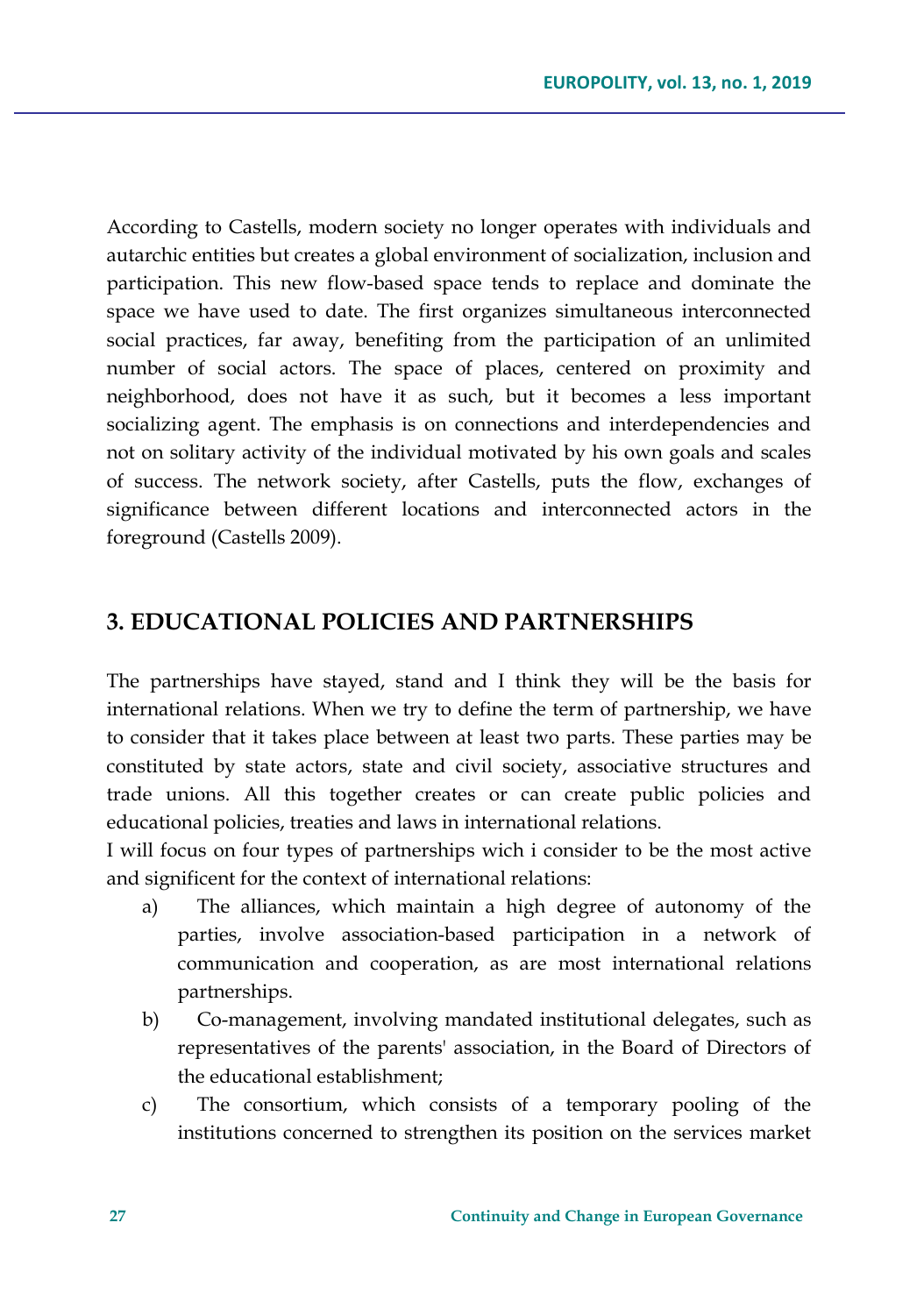According to Castells, modern society no longer operates with individuals and autarchic entities but creates a global environment of socialization, inclusion and participation. This new flow-based space tends to replace and dominate the space we have used to date. The first organizes simultaneous interconnected social practices, far away, benefiting from the participation of an unlimited number of social actors. The space of places, centered on proximity and neighborhood, does not have it as such, but it becomes a less important socializing agent. The emphasis is on connections and interdependencies and not on solitary activity of the individual motivated by his own goals and scales of success. The network society, after Castells, puts the flow, exchanges of significance between different locations and interconnected actors in the foreground (Castells 2009).

## 3. EDUCATIONAL POLICIES AND PARTNERSHIPS

The partnerships have stayed, stand and I think they will be the basis for international relations. When we try to define the term of partnership, we have to consider that it takes place between at least two parts. These parties may be constituted by state actors, state and civil society, associative structures and trade unions. All this together creates or can create public policies and educational policies, treaties and laws in international relations.

I will focus on four types of partnerships wich i consider to be the most active and significent for the context of international relations:

a) The alliances, which maintain a high degree of autonomy of the parties, involve association-based participation in a network of communication and cooperation, as are most international relations partnerships.

b) Co-management, involving mandated institutional delegates, such as representatives of the parents' association, in the Board of Directors of the educational establishment;

c) The consortium, which consists of a temporary pooling of the institutions concerned to strengthen its position on the services market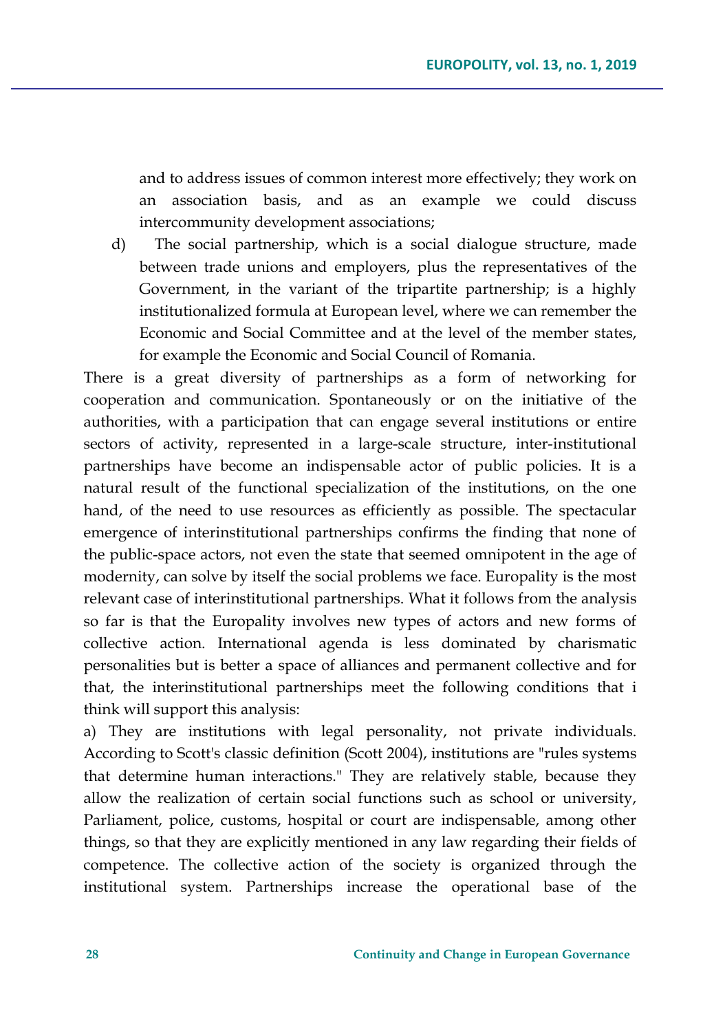and to address issues of common interest more effectively; they work on an association basis, and as an example we could discuss intercommunity development associations;

d) The social partnership, which is a social dialogue structure, made between trade unions and employers, plus the representatives of the Government, in the variant of the tripartite partnership; is a highly institutionalized formula at European level, where we can remember the Economic and Social Committee and at the level of the member states, for example the Economic and Social Council of Romania.

There is a great diversity of partnerships as a form of networking for cooperation and communication. Spontaneously or on the initiative of the authorities, with a participation that can engage several institutions or entire sectors of activity, represented in a large-scale structure, inter-institutional partnerships have become an indispensable actor of public policies. It is a natural result of the functional specialization of the institutions, on the one hand, of the need to use resources as efficiently as possible. The spectacular emergence of interinstitutional partnerships confirms the finding that none of the public-space actors, not even the state that seemed omnipotent in the age of modernity, can solve by itself the social problems we face. Europality is the most relevant case of interinstitutional partnerships. What it follows from the analysis so far is that the Europality involves new types of actors and new forms of collective action. International agenda is less dominated by charismatic personalities but is better a space of alliances and permanent collective and for that, the interinstitutional partnerships meet the following conditions that i think will support this analysis:

a) They are institutions with legal personality, not private individuals. According to Scott's classic definition (Scott 2004), institutions are "rules systems that determine human interactions." They are relatively stable, because they allow the realization of certain social functions such as school or university, Parliament, police, customs, hospital or court are indispensable, among other things, so that they are explicitly mentioned in any law regarding their fields of competence. The collective action of the society is organized through the institutional system. Partnerships increase the operational base of the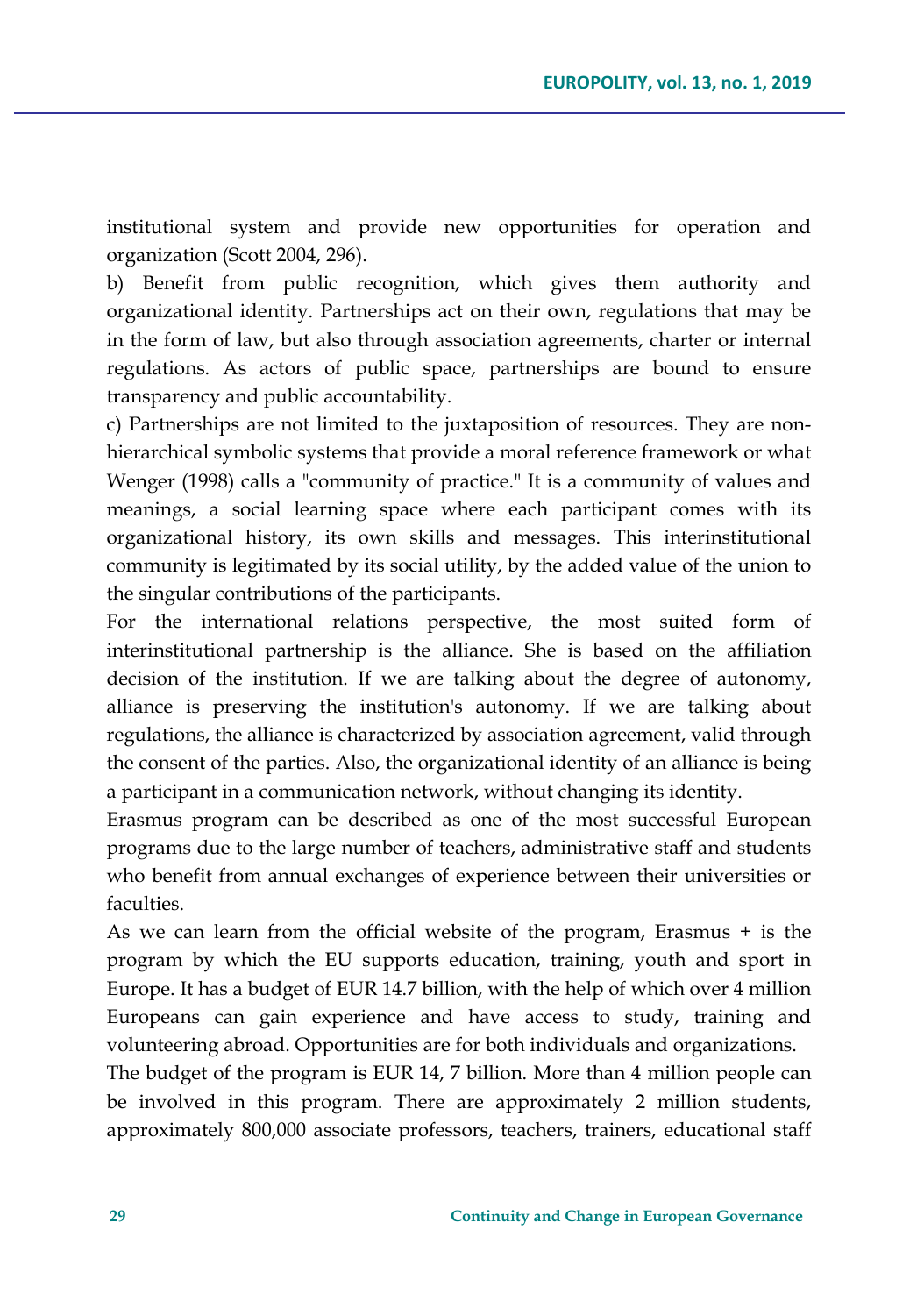institutional system and provide new opportunities for operation and organization (Scott 2004, 296).

b) Benefit from public recognition, which gives them authority and organizational identity. Partnerships act on their own, regulations that may be in the form of law, but also through association agreements, charter or internal regulations. As actors of public space, partnerships are bound to ensure transparency and public accountability.

c) Partnerships are not limited to the juxtaposition of resources. They are non-hierarchical symbolic systems that provide a moral reference framework or what Wenger (1998) calls a "community of practice." It is a community of values and meanings, a social learning space where each participant comes with its organizational history, its own skills and messages. This interinstitutional community is legitimated by its social utility, by the added value of the union to the singular contributions of the participants.

For the international relations perspective, the most suited form of interinstitutional partnership is the alliance. She is based on the affiliation decision of the institution. If we are talking about the degree of autonomy, alliance is preserving the institution's autonomy. If we are talking about regulations, the alliance is characterized by association agreement, valid through the consent of the parties. Also, the organizational identity of an alliance is being a participant in a communication network, without changing its identity.

Erasmus program can be described as one of the most successful European programs due to the large number of teachers, administrative staff and students who benefit from annual exchanges of experience between their universities or faculties.

As we can learn from the official website of the program, Erasmus + is the program by which the EU supports education, training, youth and sport in Europe. It has a budget of EUR 14.7 billion, with the help of which over 4 million Europeans can gain experience and have access to study, training and volunteering abroad. Opportunities are for both individuals and organizations.

The budget of the program is EUR 14, 7 billion. More than 4 million people can be involved in this program. There are approximately 2 million students, approximately 800,000 associate professors, teachers, trainers, educational staff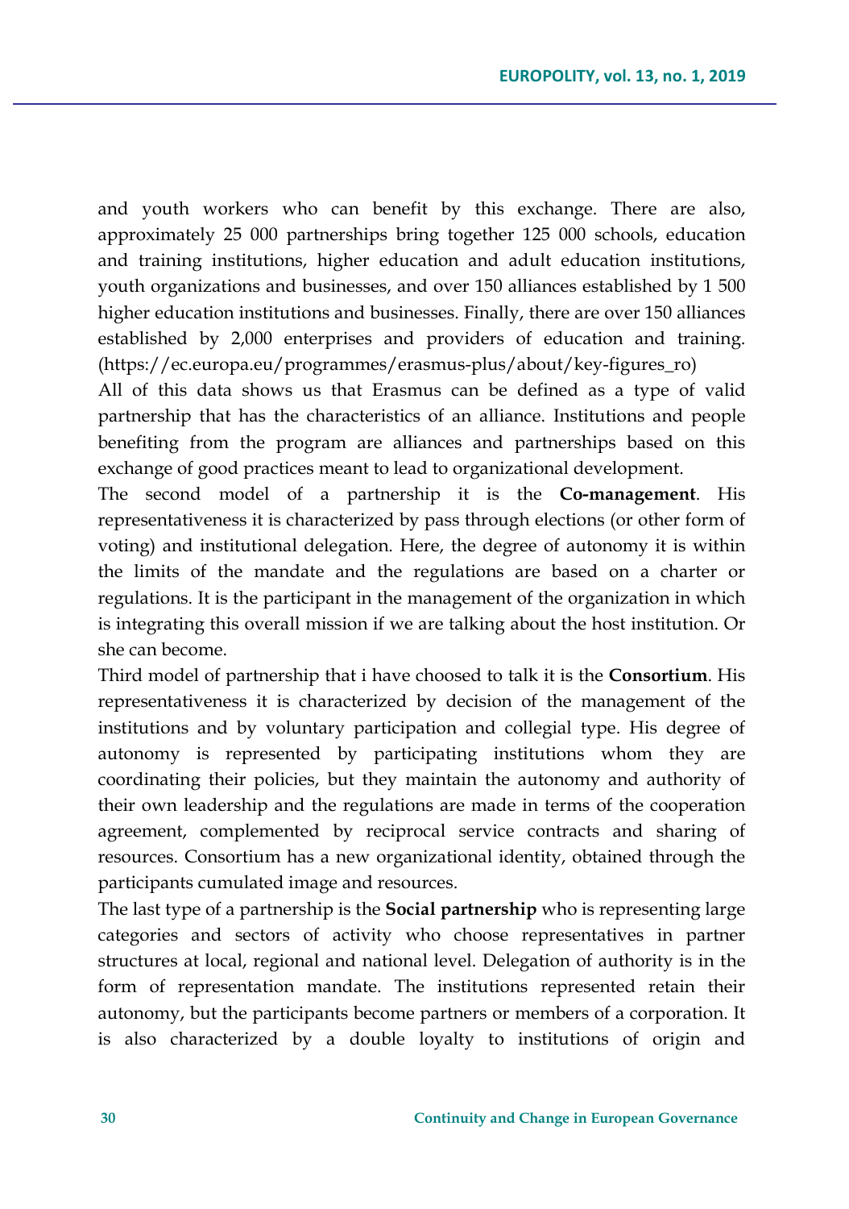and youth workers who can benefit by this exchange. There are also, approximately 25 000 partnerships bring together 125 000 schools, education and training institutions, higher education and adult education institutions, youth organizations and businesses, and over 150 alliances established by 1 500 higher education institutions and businesses. Finally, there are over 150 alliances established by 2,000 enterprises and providers of education and training. (https://ec.europa.eu/programmes/erasmus-plus/about/key-figures_ro)

All of this data shows us that Erasmus can be defined as a type of valid partnership that has the characteristics of an alliance. Institutions and people benefiting from the program are alliances and partnerships based on this exchange of good practices meant to lead to organizational development.

The second model of a partnership it is the **Co-management**. His representativeness it is characterized by pass through elections (or other form of voting) and institutional delegation. Here, the degree of autonomy it is within the limits of the mandate and the regulations are based on a charter or regulations. It is the participant in the management of the organization in which is integrating this overall mission if we are talking about the host institution. Or she can become.

Third model of partnership that i have choosed to talk it is the **Consortium**. His representativeness it is characterized by decision of the management of the institutions and by voluntary participation and collegial type. His degree of autonomy is represented by participating institutions whom they are coordinating their policies, but they maintain the autonomy and authority of their own leadership and the regulations are made in terms of the cooperation agreement, complemented by reciprocal service contracts and sharing of resources. Consortium has a new organizational identity, obtained through the participants cumulated image and resources.

The last type of a partnership is the **Social partnership** who is representing large categories and sectors of activity who choose representatives in partner structures at local, regional and national level. Delegation of authority is in the form of representation mandate. The institutions represented retain their autonomy, but the participants become partners or members of a corporation. It is also characterized by a double loyalty to institutions of origin and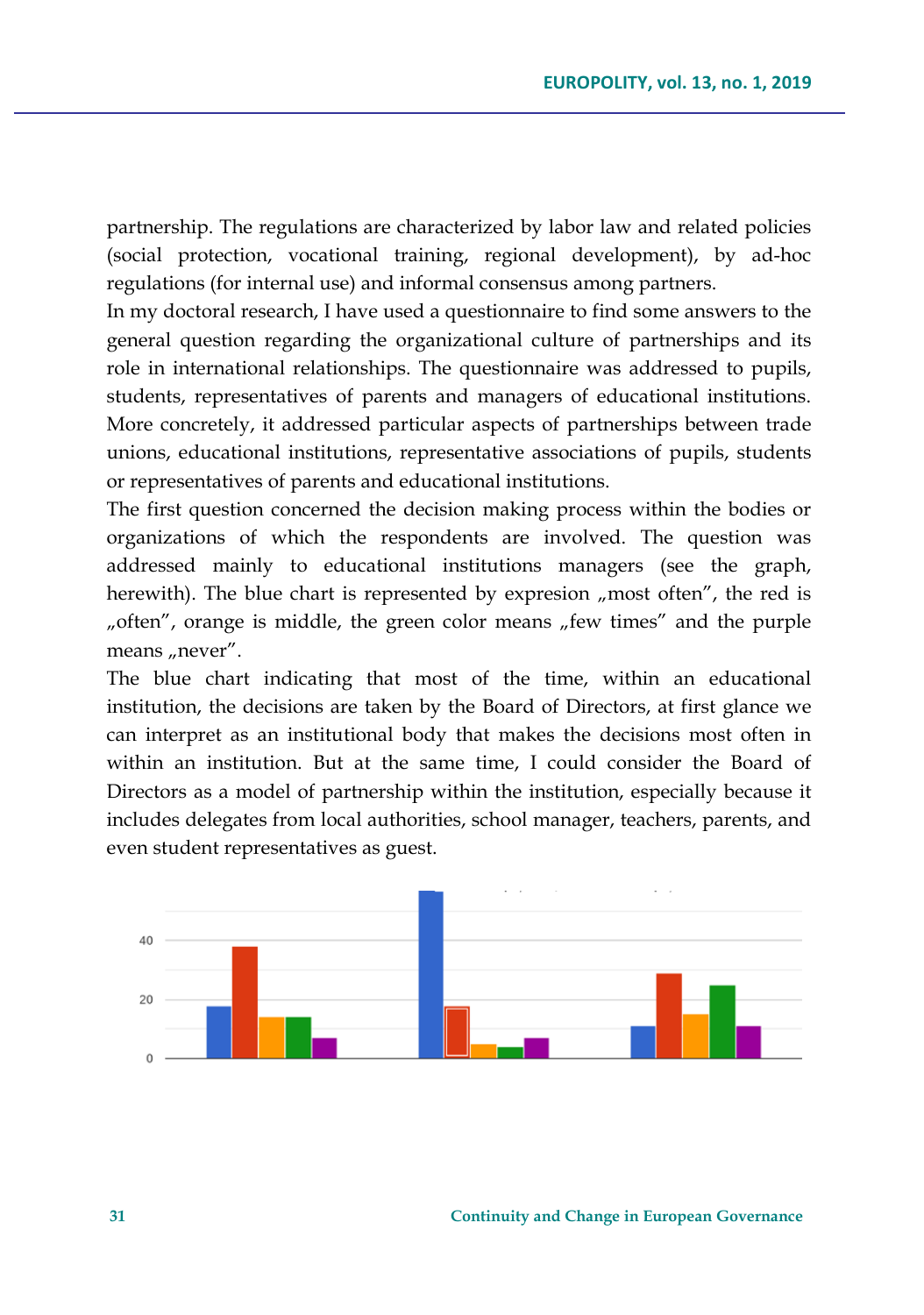partnership. The regulations are characterized by labor law and related policies (social protection, vocational training, regional development), by ad-hoc regulations (for internal use) and informal consensus among partners.

In my doctoral research, I have used a questionnaire to find some answers to the general question regarding the organizational culture of partnerships and its role in international relationships. The questionnaire was addressed to pupils, students, representatives of parents and managers of educational institutions. More concretely, it addressed particular aspects of partnerships between trade unions, educational institutions, representative associations of pupils, students or representatives of parents and educational institutions.

The first question concerned the decision making process within the bodies or organizations of which the respondents are involved. The question was addressed mainly to educational institutions managers (see the graph, herewith). The blue chart is represented by expresion „most often", the red is „often", orange is middle, the green color means „few times" and the purple means „never".

The blue chart indicating that most of the time, within an educational institution, the decisions are taken by the Board of Directors, at first glance we can interpret as an institutional body that makes the decisions most often in within an institution. But at the same time, I could consider the Board of Directors as a model of partnership within the institution, especially because it includes delegates from local authorities, school manager, teachers, parents, and even student representatives as guest.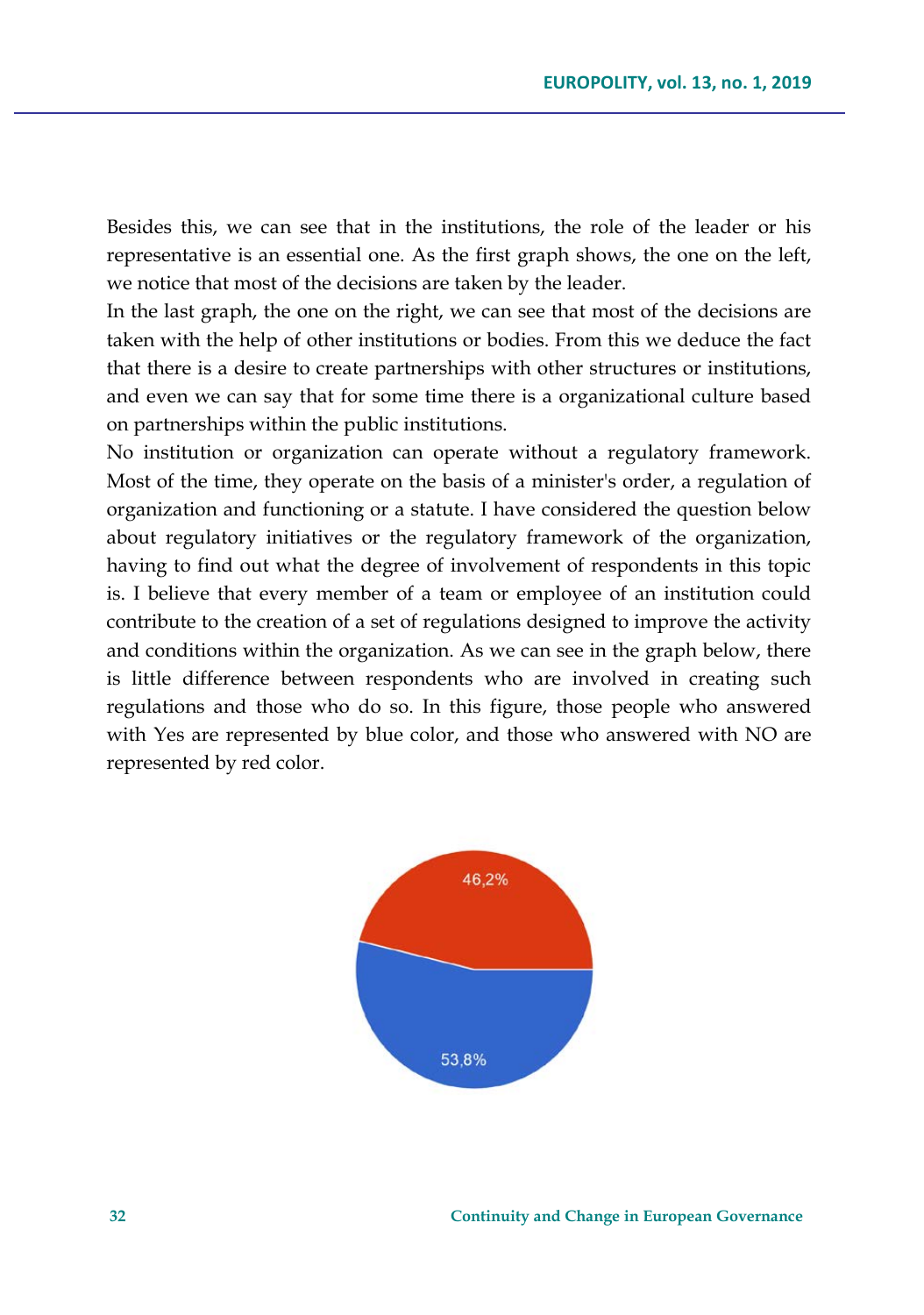Besides this, we can see that in the institutions, the role of the leader or his representative is an essential one. As the first graph shows, the one on the left, we notice that most of the decisions are taken by the leader.

In the last graph, the one on the right, we can see that most of the decisions are taken with the help of other institutions or bodies. From this we deduce the fact that there is a desire to create partnerships with other structures or institutions, and even we can say that for some time there is a organizational culture based on partnerships within the public institutions.

No institution or organization can operate without a regulatory framework. Most of the time, they operate on the basis of a minister's order, a regulation of organization and functioning or a statute. I have considered the question below about regulatory initiatives or the regulatory framework of the organization, having to find out what the degree of involvement of respondents in this topic is. I believe that every member of a team or employee of an institution could contribute to the creation of a set of regulations designed to improve the activity and conditions within the organization. As we can see in the graph below, there is little difference between respondents who are involved in creating such regulations and those who do so. In this figure, those people who answered with Yes are represented by blue color, and those who answered with NO are represented by red color.

46,2%

53,8%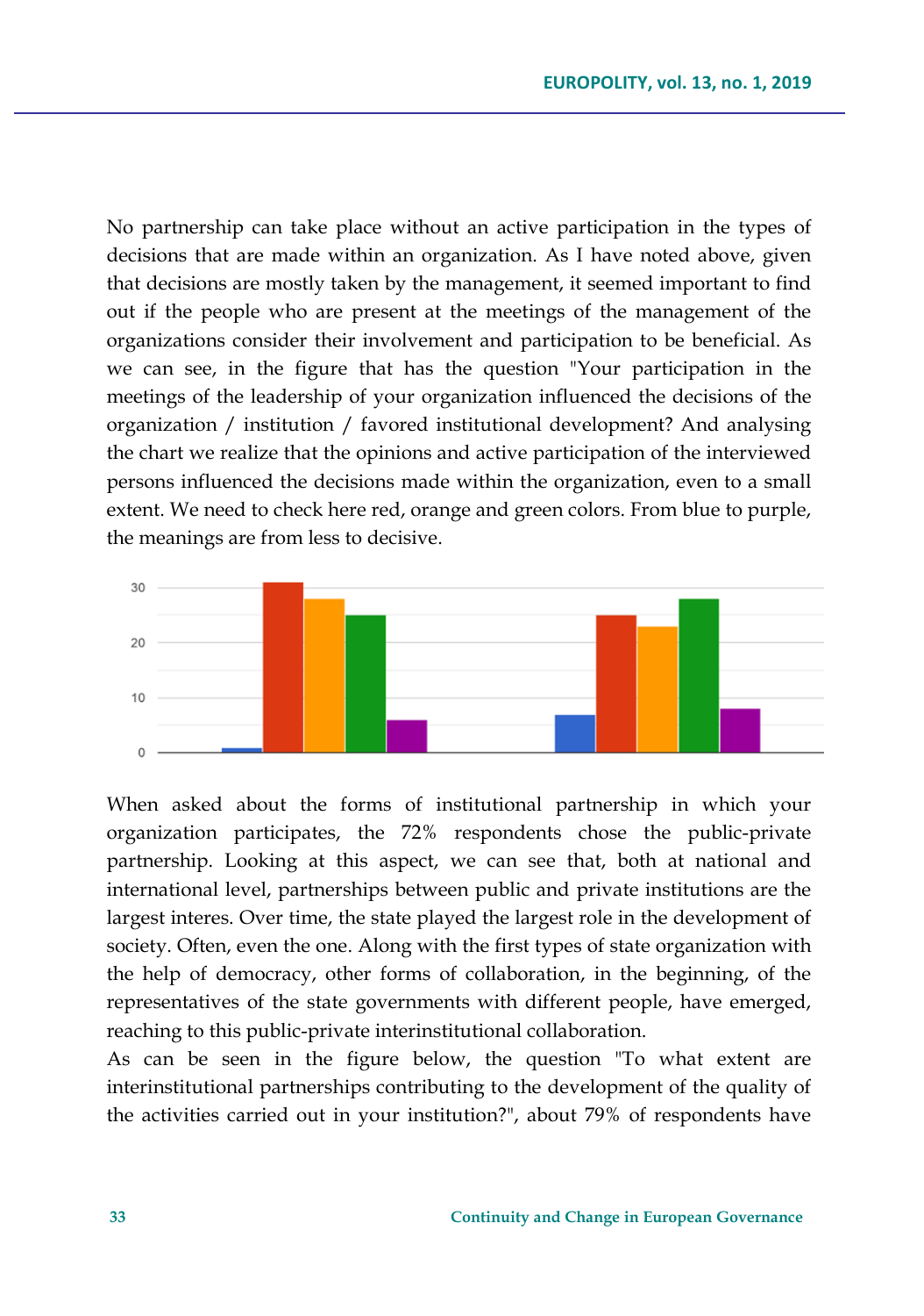No partnership can take place without an active participation in the types of decisions that are made within an organization. As I have noted above, given that decisions are mostly taken by the management, it seemed important to find out if the people who are present at the meetings of the management of the organizations consider their involvement and participation to be beneficial. As we can see, in the figure that has the question "Your participation in the meetings of the leadership of your organization influenced the decisions of the organization / institution / favored institutional development? And analysing the chart we realize that the opinions and active participation of the interviewed persons influenced the decisions made within the organization, even to a small extent. We need to check here red, orange and green colors. From blue to purple, the meanings are from less to decisive.

When asked about the forms of institutional partnership in which your organization participates, the 72% respondents chose the public-private partnership. Looking at this aspect, we can see that, both at national and international level, partnerships between public and private institutions are the largest interes. Over time, the state played the largest role in the development of society. Often, even the one. Along with the first types of state organization with the help of democracy, other forms of collaboration, in the beginning, of the representatives of the state governments with different people, have emerged, reaching to this public-private interinstitutional collaboration.

As can be seen in the figure below, the question "To what extent are interinstitutional partnerships contributing to the development of the quality of the activities carried out in your institution?", about 79% of respondents have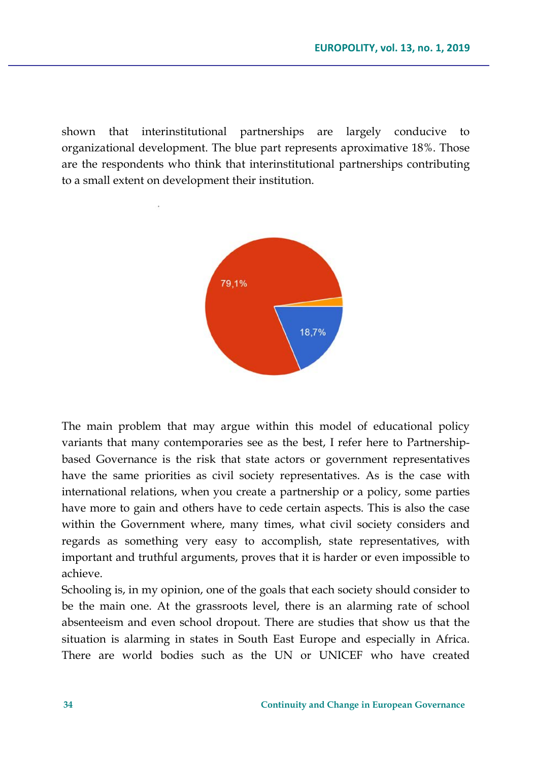shown that interinstitutional partnerships are largely conducive to organizational development. The blue part represents aproximative 18%. Those are the respondents who think that interinstitutional partnerships contributing to a small extent on development their institution.

The main problem that may argue within this model of educational policy variants that many contemporaries see as the best, I refer here to Partnership-based Governance is the risk that state actors or government representatives have the same priorities as civil society representatives. As is the case with international relations, when you create a partnership or a policy, some parties have more to gain and others have to cede certain aspects. This is also the case within the Government where, many times, what civil society considers and regards as something very easy to accomplish, state representatives, with important and truthful arguments, proves that it is harder or even impossible to achieve.

Schooling is, in my opinion, one of the goals that each society should consider to be the main one. At the grassroots level, there is an alarming rate of school absenteeism and even school dropout. There are studies that show us that the situation is alarming in states in South East Europe and especially in Africa. There are world bodies such as the UN or UNICEF who have created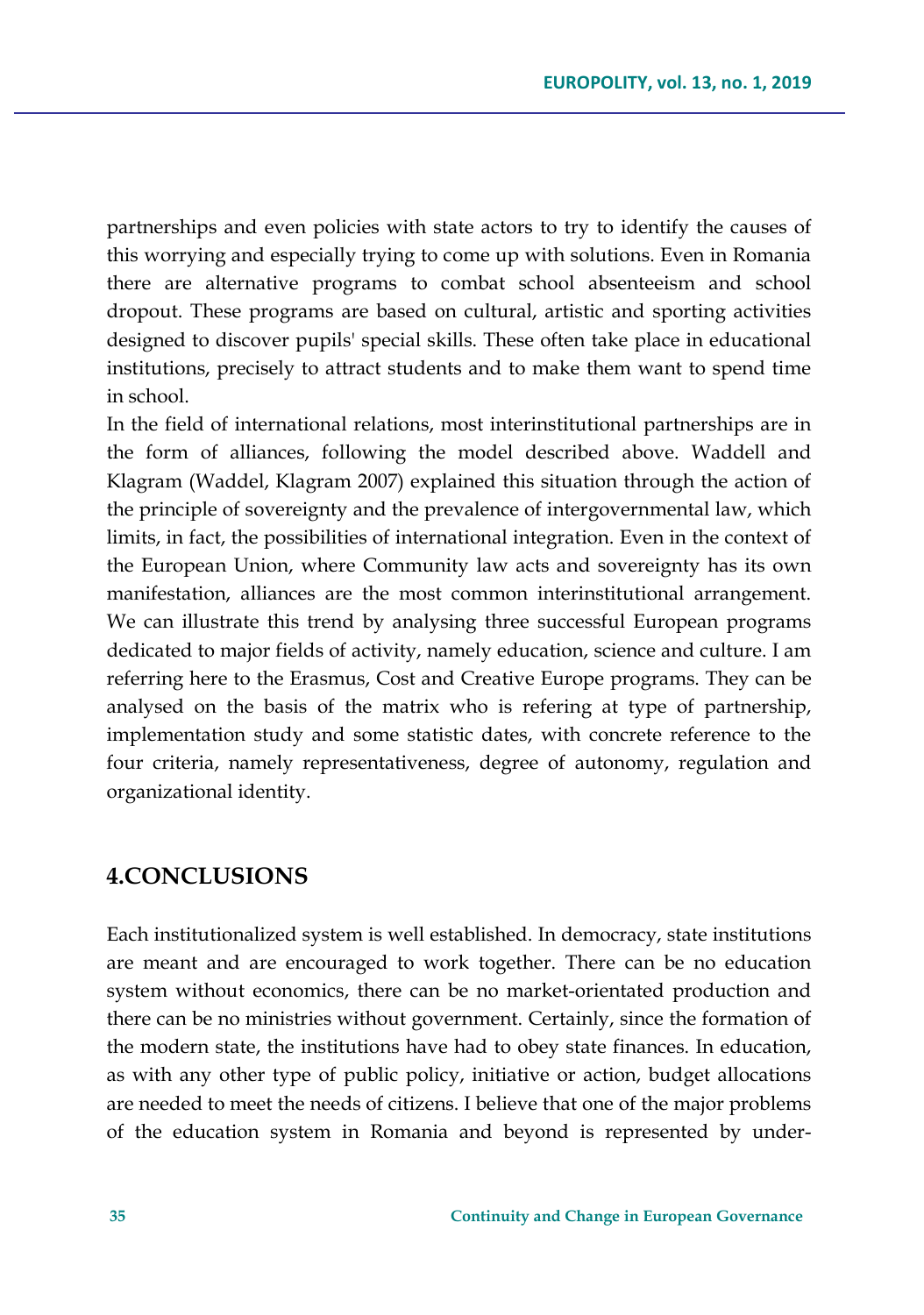partnerships and even policies with state actors to try to identify the causes of this worrying and especially trying to come up with solutions. Even in Romania there are alternative programs to combat school absenteeism and school dropout. These programs are based on cultural, artistic and sporting activities designed to discover pupils' special skills. These often take place in educational institutions, precisely to attract students and to make them want to spend time in school.

In the field of international relations, most interinstitutional partnerships are in the form of alliances, following the model described above. Waddell and Klagram (Waddel, Klagram 2007) explained this situation through the action of the principle of sovereignty and the prevalence of intergovernmental law, which limits, in fact, the possibilities of international integration. Even in the context of the European Union, where Community law acts and sovereignty has its own manifestation, alliances are the most common interinstitutional arrangement. We can illustrate this trend by analysing three successful European programs dedicated to major fields of activity, namely education, science and culture. I am referring here to the Erasmus, Cost and Creative Europe programs. They can be analysed on the basis of the matrix who is refering at type of partnership, implementation study and some statistic dates, with concrete reference to the four criteria, namely representativeness, degree of autonomy, regulation and organizational identity.

## 4.CONCLUSIONS

Each institutionalized system is well established. In democracy, state institutions are meant and are encouraged to work together. There can be no education system without economics, there can be no market-orientated production and there can be no ministries without government. Certainly, since the formation of the modern state, the institutions have had to obey state finances. In education, as with any other type of public policy, initiative or action, budget allocations are needed to meet the needs of citizens. I believe that one of the major problems of the education system in Romania and beyond is represented by under-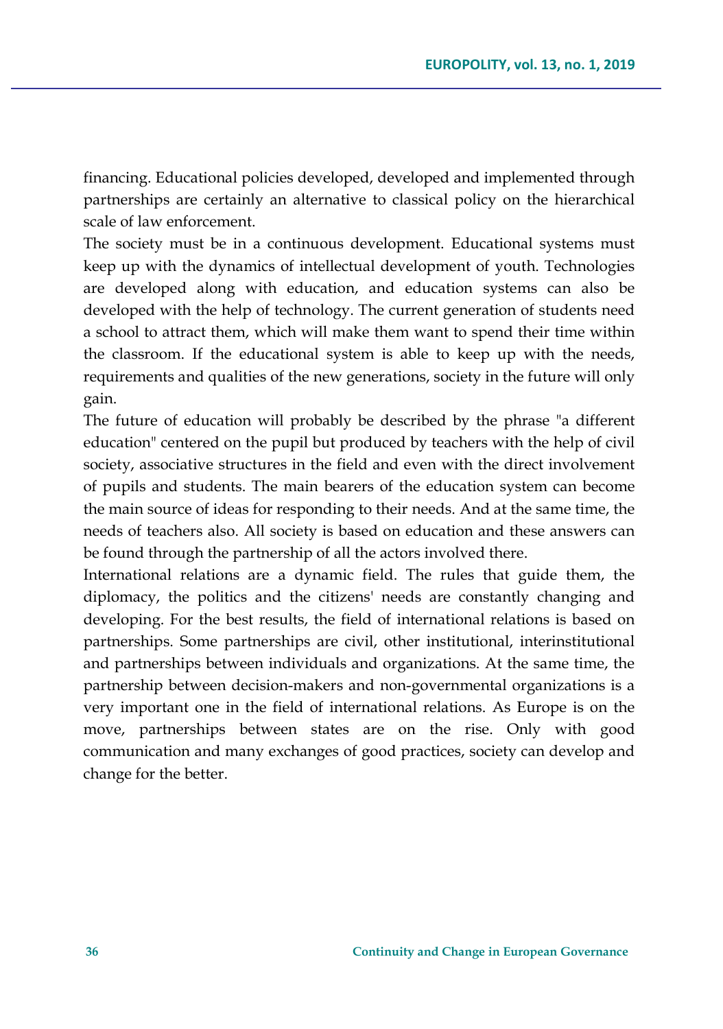financing. Educational policies developed, developed and implemented through partnerships are certainly an alternative to classical policy on the hierarchical scale of law enforcement.

The society must be in a continuous development. Educational systems must keep up with the dynamics of intellectual development of youth. Technologies are developed along with education, and education systems can also be developed with the help of technology. The current generation of students need a school to attract them, which will make them want to spend their time within the classroom. If the educational system is able to keep up with the needs, requirements and qualities of the new generations, society in the future will only gain.

The future of education will probably be described by the phrase "a different education" centered on the pupil but produced by teachers with the help of civil society, associative structures in the field and even with the direct involvement of pupils and students. The main bearers of the education system can become the main source of ideas for responding to their needs. And at the same time, the needs of teachers also. All society is based on education and these answers can be found through the partnership of all the actors involved there.

International relations are a dynamic field. The rules that guide them, the diplomacy, the politics and the citizens' needs are constantly changing and developing. For the best results, the field of international relations is based on partnerships. Some partnerships are civil, other institutional, interinstitutional and partnerships between individuals and organizations. At the same time, the partnership between decision-makers and non-governmental organizations is a very important one in the field of international relations. As Europe is on the move, partnerships between states are on the rise. Only with good communication and many exchanges of good practices, society can develop and change for the better.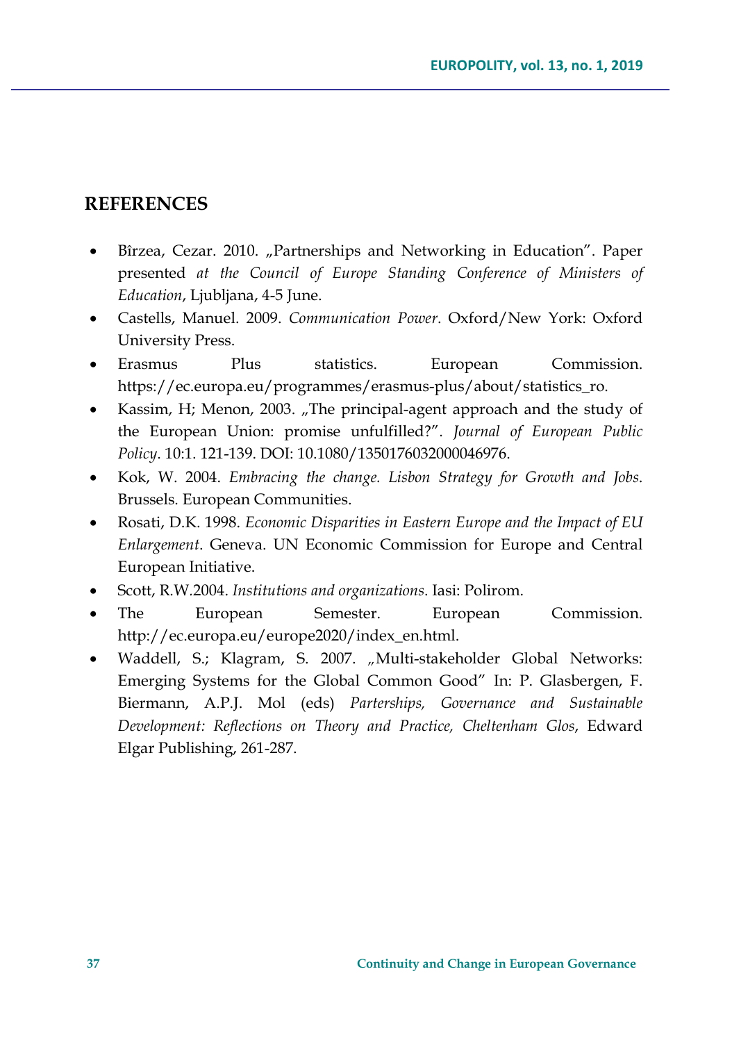## REFERENCES

- Bîrzea, Cezar. 2010. „Partnerships and Networking in Education". Paper presented *at the Council of Europe Standing Conference of Ministers of Education*, Ljubljana, 4-5 June.
- Castells, Manuel. 2009. *Communication Power*. Oxford/New York: Oxford University Press.
- Erasmus Plus statistics. European Commission. https://ec.europa.eu/programmes/erasmus-plus/about/statistics_ro.
- Kassim, H; Menon, 2003. „The principal-agent approach and the study of the European Union: promise unfulfilled?". *Journal of European Public Policy*. 10:1. 121-139. DOI: 10.1080/1350176032000046976.
- Kok, W. 2004. *Embracing the change. Lisbon Strategy for Growth and Jobs*. Brussels. European Communities.
- Rosati, D.K. 1998. *Economic Disparities in Eastern Europe and the Impact of EU Enlargement*. Geneva. UN Economic Commission for Europe and Central European Initiative.
- Scott, R.W.2004. *Institutions and organizations*. Iasi: Polirom.
- The European Semester. European Commission. http://ec.europa.eu/europe2020/index_en.html.
- Waddell, S.; Klagram, S. 2007. „Multi-stakeholder Global Networks: Emerging Systems for the Global Common Good" In: P. Glasbergen, F. Biermann, A.P.J. Mol (eds) *Parterships, Governance and Sustainable Development: Reflections on Theory and Practice, Cheltenham Glos*, Edward Elgar Publishing, 261-287.